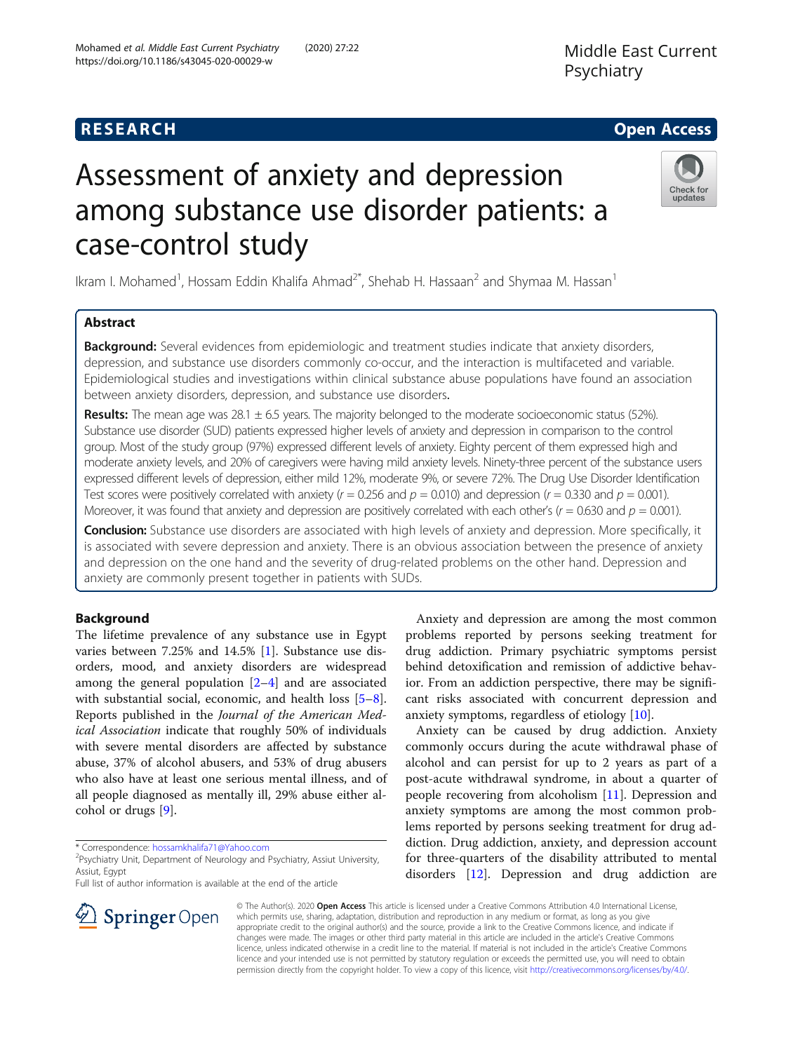Middle East Current Psychiatry

RESEARCH

Open Access

# Assessment of anxiety and depression among substance use disorder patients: a case-control study

Ikram I. Mohamed[1], Hossam Eddin Khalifa Ahmad[2*], Shehab H. Hassaan[2] and Shymaa M. Hassan[1]

## Abstract

**Background:** Several evidences from epidemiologic and treatment studies indicate that anxiety disorders, depression, and substance use disorders commonly co-occur, and the interaction is multifaceted and variable. Epidemiological studies and investigations within clinical substance abuse populations have found an association between anxiety disorders, depression, and substance use disorders.

**Results:** The mean age was 28.1 ± 6.5 years. The majority belonged to the moderate socioeconomic status (52%). Substance use disorder (SUD) patients expressed higher levels of anxiety and depression in comparison to the control group. Most of the study group (97%) expressed different levels of anxiety. Eighty percent of them expressed high and moderate anxiety levels, and 20% of caregivers were having mild anxiety levels. Ninety-three percent of the substance users expressed different levels of depression, either mild 12%, moderate 9%, or severe 72%. The Drug Use Disorder Identification Test scores were positively correlated with anxiety ($r = 0.256$ and $p = 0.010$) and depression ($r = 0.330$ and $p = 0.001$). Moreover, it was found that anxiety and depression are positively correlated with each other's ($r = 0.630$ and $p = 0.001$).

**Conclusion:** Substance use disorders are associated with high levels of anxiety and depression. More specifically, it is associated with severe depression and anxiety. There is an obvious association between the presence of anxiety and depression on the one hand and the severity of drug-related problems on the other hand. Depression and anxiety are commonly present together in patients with SUDs.

## Background

The lifetime prevalence of any substance use in Egypt varies between 7.25% and 14.5% [1]. Substance use disorders, mood, and anxiety disorders are widespread among the general population [2–4] and are associated with substantial social, economic, and health loss [5–8]. Reports published in the *Journal of the American Medical Association* indicate that roughly 50% of individuals with severe mental disorders are affected by substance abuse, 37% of alcohol abusers, and 53% of drug abusers who also have at least one serious mental illness, and of all people diagnosed as mentally ill, 29% abuse either alcohol or drugs [9].

Anxiety and depression are among the most common problems reported by persons seeking treatment for drug addiction. Primary psychiatric symptoms persist behind detoxification and remission of addictive behavior. From an addiction perspective, there may be significant risks associated with concurrent depression and anxiety symptoms, regardless of etiology [10].

Anxiety can be caused by drug addiction. Anxiety commonly occurs during the acute withdrawal phase of alcohol and can persist for up to 2 years as part of a post-acute withdrawal syndrome, in about a quarter of people recovering from alcoholism [11]. Depression and anxiety symptoms are among the most common problems reported by persons seeking treatment for drug addiction. Drug addiction, anxiety, and depression account for three-quarters of the disability attributed to mental disorders [12]. Depression and drug addiction are

* Correspondence: hossamkhalifa71@Yahoo.com
[2]Psychiatry Unit, Department of Neurology and Psychiatry, Assiut University, Assiut, Egypt
Full list of author information is available at the end of the article

© The Author(s). 2020 **Open Access** This article is licensed under a Creative Commons Attribution 4.0 International License, which permits use, sharing, adaptation, distribution and reproduction in any medium or format, as long as you give appropriate credit to the original author(s) and the source, provide a link to the Creative Commons licence, and indicate if changes were made. The images or other third party material in this article are included in the article's Creative Commons licence, unless indicated otherwise in a credit line to the material. If material is not included in the article's Creative Commons licence and your intended use is not permitted by statutory regulation or exceeds the permitted use, you will need to obtain permission directly from the copyright holder. To view a copy of this licence, visit http://creativecommons.org/licenses/by/4.0/.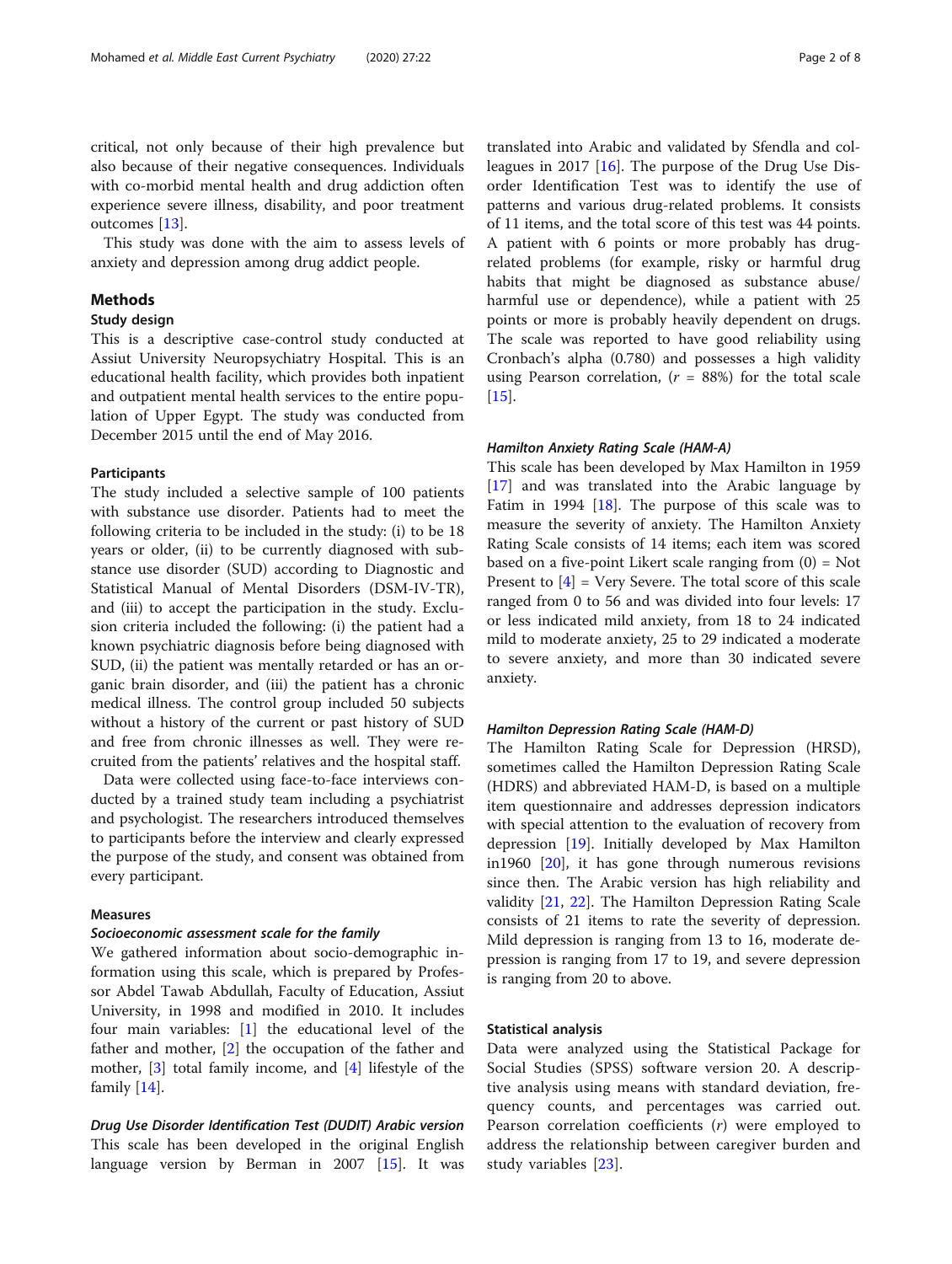critical, not only because of their high prevalence but also because of their negative consequences. Individuals with co-morbid mental health and drug addiction often experience severe illness, disability, and poor treatment outcomes [13].

This study was done with the aim to assess levels of anxiety and depression among drug addict people.

## Methods

### Study design

This is a descriptive case-control study conducted at Assiut University Neuropsychiatry Hospital. This is an educational health facility, which provides both inpatient and outpatient mental health services to the entire population of Upper Egypt. The study was conducted from December 2015 until the end of May 2016.

#### Participants

The study included a selective sample of 100 patients with substance use disorder. Patients had to meet the following criteria to be included in the study: (i) to be 18 years or older, (ii) to be currently diagnosed with substance use disorder (SUD) according to Diagnostic and Statistical Manual of Mental Disorders (DSM-IV-TR), and (iii) to accept the participation in the study. Exclusion criteria included the following: (i) the patient had a known psychiatric diagnosis before being diagnosed with SUD, (ii) the patient was mentally retarded or has an organic brain disorder, and (iii) the patient has a chronic medical illness. The control group included 50 subjects without a history of the current or past history of SUD and free from chronic illnesses as well. They were recruited from the patients' relatives and the hospital staff.

Data were collected using face-to-face interviews conducted by a trained study team including a psychiatrist and psychologist. The researchers introduced themselves to participants before the interview and clearly expressed the purpose of the study, and consent was obtained from every participant.

#### Measures

##### *Socioeconomic assessment scale for the family*

We gathered information about socio-demographic information using this scale, which is prepared by Professor Abdel Tawab Abdullah, Faculty of Education, Assiut University, in 1998 and modified in 2010. It includes four main variables: [1] the educational level of the father and mother, [2] the occupation of the father and mother, [3] total family income, and [4] lifestyle of the family [14].

##### *Drug Use Disorder Identification Test (DUDIT) Arabic version*

This scale has been developed in the original English language version by Berman in 2007 [15]. It was translated into Arabic and validated by Sfendla and colleagues in 2017 [16]. The purpose of the Drug Use Disorder Identification Test was to identify the use of patterns and various drug-related problems. It consists of 11 items, and the total score of this test was 44 points. A patient with 6 points or more probably has drug-related problems (for example, risky or harmful drug habits that might be diagnosed as substance abuse/harmful use or dependence), while a patient with 25 points or more is probably heavily dependent on drugs. The scale was reported to have good reliability using Cronbach's alpha (0.780) and possesses a high validity using Pearson correlation, ($r$ = 88%) for the total scale [15].

##### *Hamilton Anxiety Rating Scale (HAM-A)*

This scale has been developed by Max Hamilton in 1959 [17] and was translated into the Arabic language by Fatim in 1994 [18]. The purpose of this scale was to measure the severity of anxiety. The Hamilton Anxiety Rating Scale consists of 14 items; each item was scored based on a five-point Likert scale ranging from (0) = Not Present to [4] = Very Severe. The total score of this scale ranged from 0 to 56 and was divided into four levels: 17 or less indicated mild anxiety, from 18 to 24 indicated mild to moderate anxiety, 25 to 29 indicated a moderate to severe anxiety, and more than 30 indicated severe anxiety.

##### *Hamilton Depression Rating Scale (HAM-D)*

The Hamilton Rating Scale for Depression (HRSD), sometimes called the Hamilton Depression Rating Scale (HDRS) and abbreviated HAM-D, is based on a multiple item questionnaire and addresses depression indicators with special attention to the evaluation of recovery from depression [19]. Initially developed by Max Hamilton in1960 [20], it has gone through numerous revisions since then. The Arabic version has high reliability and validity [21, 22]. The Hamilton Depression Rating Scale consists of 21 items to rate the severity of depression. Mild depression is ranging from 13 to 16, moderate depression is ranging from 17 to 19, and severe depression is ranging from 20 to above.

#### Statistical analysis

Data were analyzed using the Statistical Package for Social Studies (SPSS) software version 20. A descriptive analysis using means with standard deviation, frequency counts, and percentages was carried out. Pearson correlation coefficients ($r$) were employed to address the relationship between caregiver burden and study variables [23].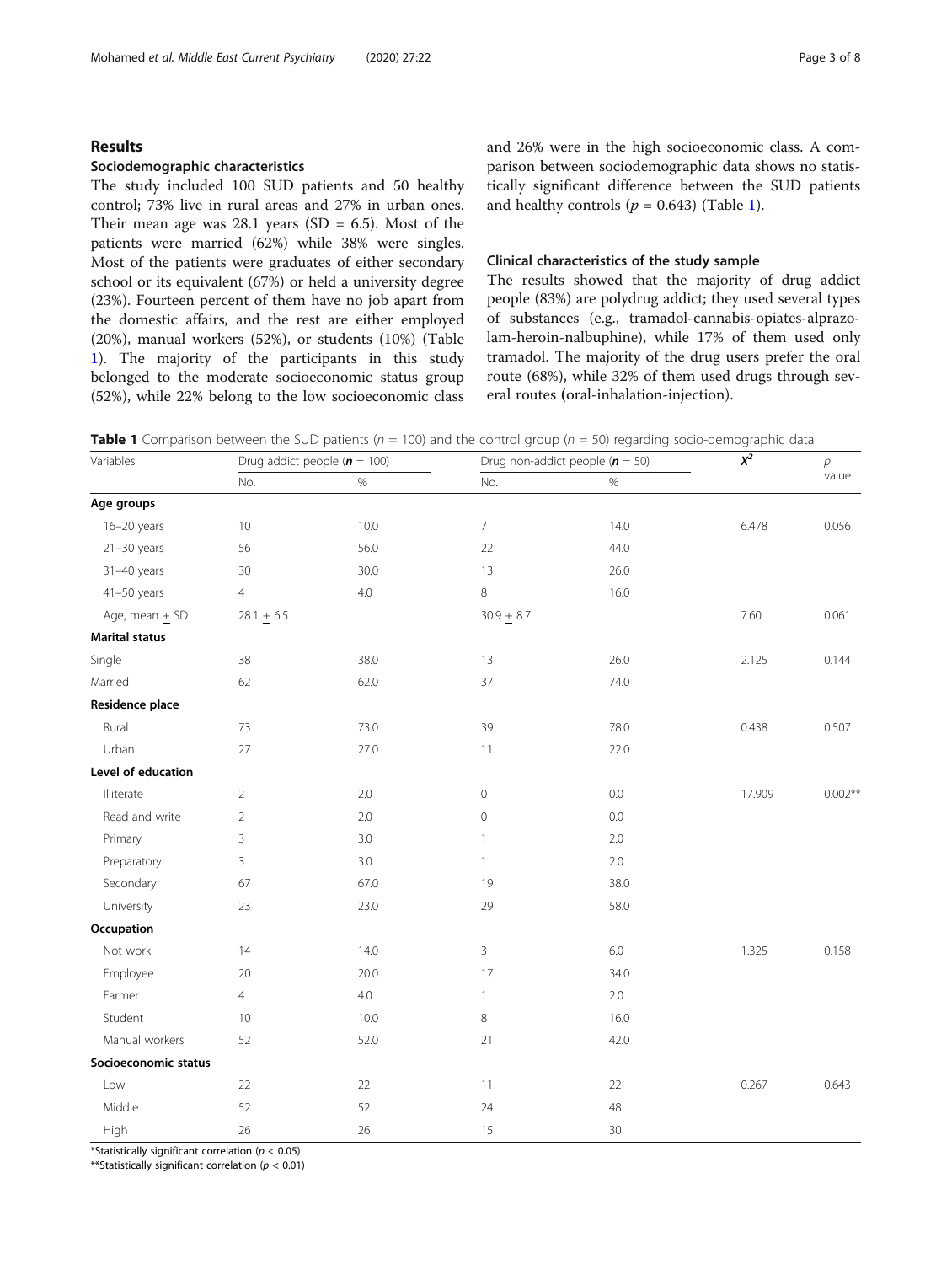## Results

### Sociodemographic characteristics

The study included 100 SUD patients and 50 healthy control; 73% live in rural areas and 27% in urban ones. Their mean age was 28.1 years (SD = 6.5). Most of the patients were married (62%) while 38% were singles. Most of the patients were graduates of either secondary school or its equivalent (67%) or held a university degree (23%). Fourteen percent of them have no job apart from the domestic affairs, and the rest are either employed (20%), manual workers (52%), or students (10%) (Table 1). The majority of the participants in this study belonged to the moderate socioeconomic status group (52%), while 22% belong to the low socioeconomic class and 26% were in the high socioeconomic class. A comparison between sociodemographic data shows no statistically significant difference between the SUD patients and healthy controls ($p$ = 0.643) (Table 1).

### Clinical characteristics of the study sample

The results showed that the majority of drug addict people (83%) are polydrug addict; they used several types of substances (e.g., tramadol-cannabis-opiates-alprazolam-heroin-nalbuphine), while 17% of them used only tramadol. The majority of the drug users prefer the oral route (68%), while 32% of them used drugs through several routes (oral-inhalation-injection).

**Table 1** Comparison between the SUD patients ($n$ = 100) and the control group ($n$ = 50) regarding socio-demographic data

| Variables | Drug addict people (**n** = 100) | | Drug non-addict people (**n** = 50) | | $X^2$ | $p$ value |
|---|---|---|---|---|---|---|
| | No. | % | No. | % | | |
| **Age groups** | | | | | | |
| 16–20 years | 10 | 10.0 | 7 | 14.0 | 6.478 | 0.056 |
| 21–30 years | 56 | 56.0 | 22 | 44.0 | | |
| 31–40 years | 30 | 30.0 | 13 | 26.0 | | |
| 41–50 years | 4 | 4.0 | 8 | 16.0 | | |
| Age, mean ± SD | 28.1 ± 6.5 | | 30.9 ± 8.7 | | 7.60 | 0.061 |
| **Marital status** | | | | | | |
| Single | 38 | 38.0 | 13 | 26.0 | 2.125 | 0.144 |
| Married | 62 | 62.0 | 37 | 74.0 | | |
| **Residence place** | | | | | | |
| Rural | 73 | 73.0 | 39 | 78.0 | 0.438 | 0.507 |
| Urban | 27 | 27.0 | 11 | 22.0 | | |
| **Level of education** | | | | | | |
| Illiterate | 2 | 2.0 | 0 | 0.0 | 17.909 | 0.002** |
| Read and write | 2 | 2.0 | 0 | 0.0 | | |
| Primary | 3 | 3.0 | 1 | 2.0 | | |
| Preparatory | 3 | 3.0 | 1 | 2.0 | | |
| Secondary | 67 | 67.0 | 19 | 38.0 | | |
| University | 23 | 23.0 | 29 | 58.0 | | |
| **Occupation** | | | | | | |
| Not work | 14 | 14.0 | 3 | 6.0 | 1.325 | 0.158 |
| Employee | 20 | 20.0 | 17 | 34.0 | | |
| Farmer | 4 | 4.0 | 1 | 2.0 | | |
| Student | 10 | 10.0 | 8 | 16.0 | | |
| Manual workers | 52 | 52.0 | 21 | 42.0 | | |
| **Socioeconomic status** | | | | | | |
| Low | 22 | 22 | 11 | 22 | 0.267 | 0.643 |
| Middle | 52 | 52 | 24 | 48 | | |
| High | 26 | 26 | 15 | 30 | | |

*Statistically significant correlation ($p$ < 0.05)

**Statistically significant correlation ($p$ < 0.01)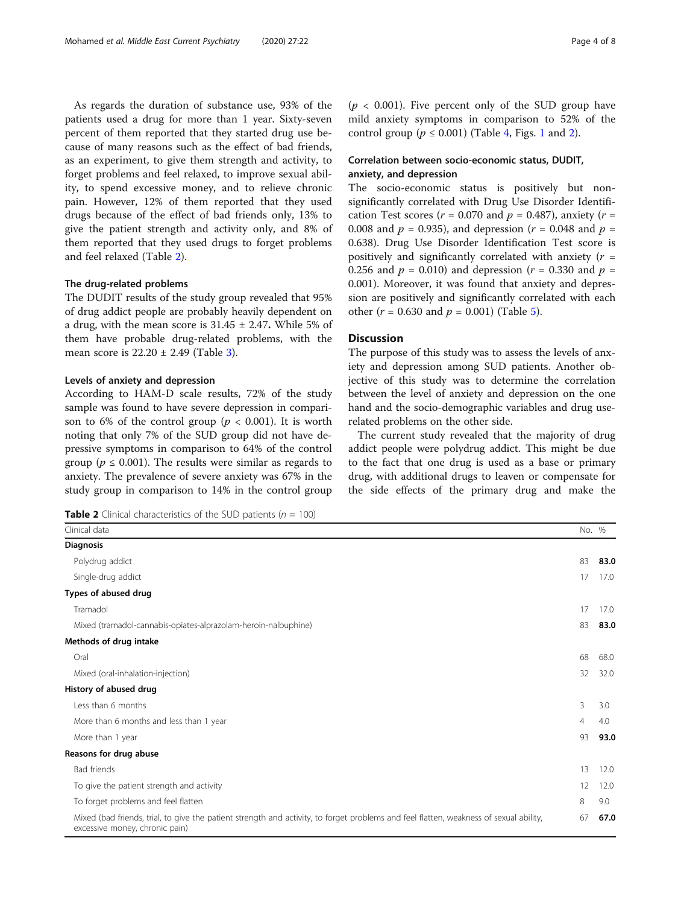As regards the duration of substance use, 93% of the patients used a drug for more than 1 year. Sixty-seven percent of them reported that they started drug use because of many reasons such as the effect of bad friends, as an experiment, to give them strength and activity, to forget problems and feel relaxed, to improve sexual ability, to spend excessive money, and to relieve chronic pain. However, 12% of them reported that they used drugs because of the effect of bad friends only, 13% to give the patient strength and activity only, and 8% of them reported that they used drugs to forget problems and feel relaxed (Table 2).

### The drug-related problems

The DUDIT results of the study group revealed that 95% of drug addict people are probably heavily dependent on a drug, with the mean score is 31.45 ± 2.47**.** While 5% of them have probable drug-related problems, with the mean score is 22.20 ± 2.49 (Table 3).

### Levels of anxiety and depression

According to HAM-D scale results, 72% of the study sample was found to have severe depression in comparison to 6% of the control group ($p < 0.001$). It is worth noting that only 7% of the SUD group did not have depressive symptoms in comparison to 64% of the control group ($p \leq 0.001$). The results were similar as regards to anxiety. The prevalence of severe anxiety was 67% in the study group in comparison to 14% in the control group ($p < 0.001$). Five percent only of the SUD group have mild anxiety symptoms in comparison to 52% of the control group ($p \leq 0.001$) (Table 4, Figs. 1 and 2).

### Correlation between socio-economic status, DUDIT, anxiety, and depression

The socio-economic status is positively but non-significantly correlated with Drug Use Disorder Identification Test scores ($r = 0.070$ and $p = 0.487$), anxiety ($r = 0.008$ and $p = 0.935$), and depression ($r = 0.048$ and $p = 0.638$). Drug Use Disorder Identification Test score is positively and significantly correlated with anxiety ($r = 0.256$ and $p = 0.010$) and depression ($r = 0.330$ and $p = 0.001$). Moreover, it was found that anxiety and depression are positively and significantly correlated with each other ($r = 0.630$ and $p = 0.001$) (Table 5).

## Discussion

The purpose of this study was to assess the levels of anxiety and depression among SUD patients. Another objective of this study was to determine the correlation between the level of anxiety and depression on the one hand and the socio-demographic variables and drug use-related problems on the other side.

The current study revealed that the majority of drug addict people were polydrug addict. This might be due to the fact that one drug is used as a base or primary drug, with additional drugs to leaven or compensate for the side effects of the primary drug and make the

**Table 2** Clinical characteristics of the SUD patients ($n = 100$)

| Clinical data | No. | % |
|---|---|---|
| **Diagnosis** | | |
| Polydrug addict | 83 | **83.0** |
| Single-drug addict | 17 | 17.0 |
| **Types of abused drug** | | |
| Tramadol | 17 | 17.0 |
| Mixed (tramadol-cannabis-opiates-alprazolam-heroin-nalbuphine) | 83 | **83.0** |
| **Methods of drug intake** | | |
| Oral | 68 | 68.0 |
| Mixed (oral-inhalation-injection) | 32 | 32.0 |
| **History of abused drug** | | |
| Less than 6 months | 3 | 3.0 |
| More than 6 months and less than 1 year | 4 | 4.0 |
| More than 1 year | 93 | **93.0** |
| **Reasons for drug abuse** | | |
| Bad friends | 13 | 12.0 |
| To give the patient strength and activity | 12 | 12.0 |
| To forget problems and feel flatten | 8 | 9.0 |
| Mixed (bad friends, trial, to give the patient strength and activity, to forget problems and feel flatten, weakness of sexual ability, excessive money, chronic pain) | 67 | **67.0** |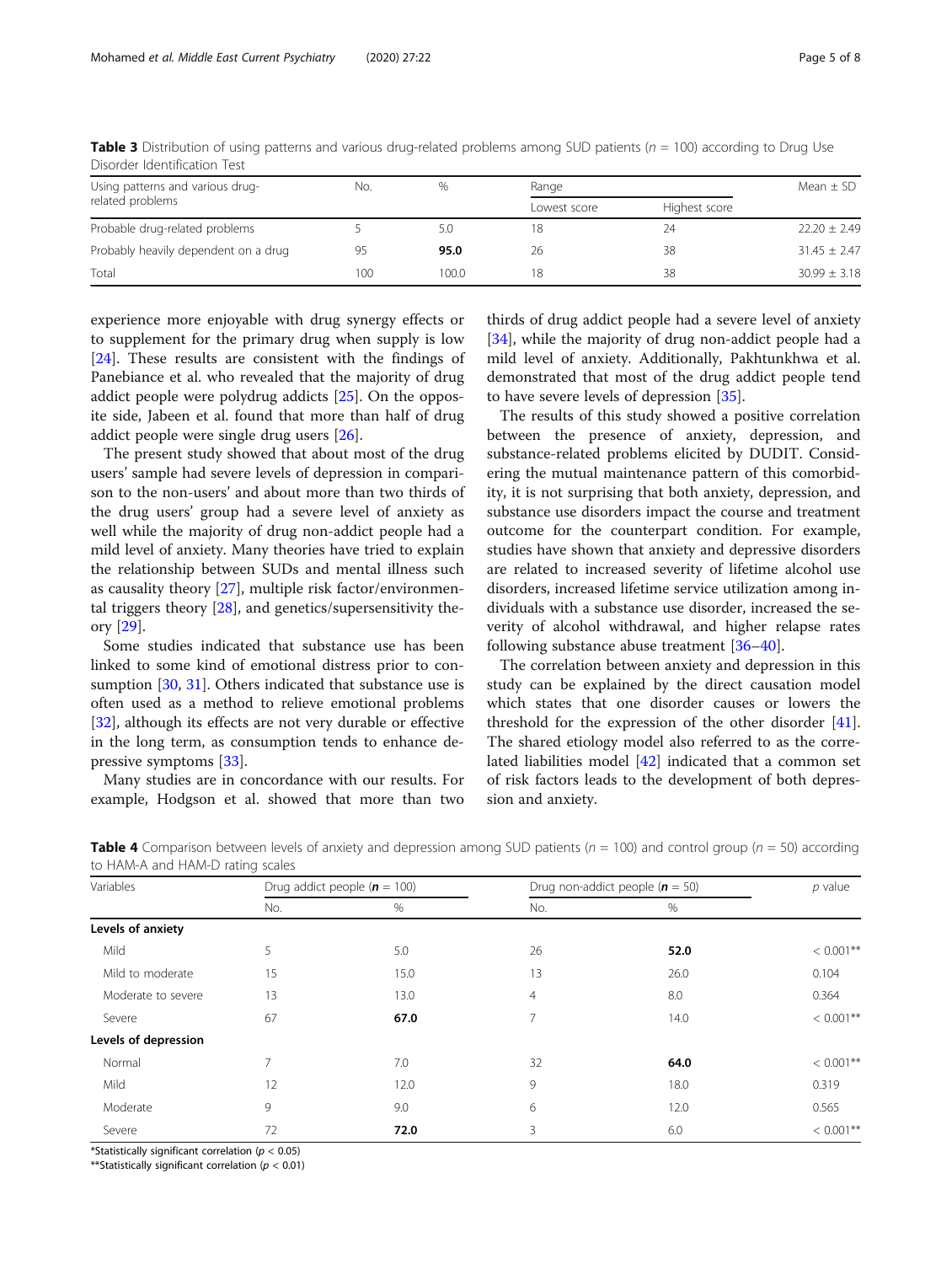**Table 3** Distribution of using patterns and various drug-related problems among SUD patients ($n$ = 100) according to Drug Use Disorder Identification Test

| Using patterns and various drug-related problems | No. | % | Range | | Mean ± SD |
|---|---|---|---|---|---|
| | | | Lowest score | Highest score | |
| Probable drug-related problems | 5 | 5.0 | 18 | 24 | 22.20 ± 2.49 |
| Probably heavily dependent on a drug | 95 | **95.0** | 26 | 38 | 31.45 ± 2.47 |
| Total | 100 | 100.0 | 18 | 38 | 30.99 ± 3.18 |

experience more enjoyable with drug synergy effects or to supplement for the primary drug when supply is low [24]. These results are consistent with the findings of Panebiance et al. who revealed that the majority of drug addict people were polydrug addicts [25]. On the opposite side, Jabeen et al. found that more than half of drug addict people were single drug users [26].

The present study showed that about most of the drug users' sample had severe levels of depression in comparison to the non-users' and about more than two thirds of the drug users' group had a severe level of anxiety as well while the majority of drug non-addict people had a mild level of anxiety. Many theories have tried to explain the relationship between SUDs and mental illness such as causality theory [27], multiple risk factor/environmental triggers theory [28], and genetics/supersensitivity theory [29].

Some studies indicated that substance use has been linked to some kind of emotional distress prior to consumption [30, 31]. Others indicated that substance use is often used as a method to relieve emotional problems [32], although its effects are not very durable or effective in the long term, as consumption tends to enhance depressive symptoms [33].

Many studies are in concordance with our results. For example, Hodgson et al. showed that more than two thirds of drug addict people had a severe level of anxiety [34], while the majority of drug non-addict people had a mild level of anxiety. Additionally, Pakhtunkhwa et al. demonstrated that most of the drug addict people tend to have severe levels of depression [35].

The results of this study showed a positive correlation between the presence of anxiety, depression, and substance-related problems elicited by DUDIT. Considering the mutual maintenance pattern of this comorbidity, it is not surprising that both anxiety, depression, and substance use disorders impact the course and treatment outcome for the counterpart condition. For example, studies have shown that anxiety and depressive disorders are related to increased severity of lifetime alcohol use disorders, increased lifetime service utilization among individuals with a substance use disorder, increased the severity of alcohol withdrawal, and higher relapse rates following substance abuse treatment [36–40].

The correlation between anxiety and depression in this study can be explained by the direct causation model which states that one disorder causes or lowers the threshold for the expression of the other disorder [41]. The shared etiology model also referred to as the correlated liabilities model [42] indicated that a common set of risk factors leads to the development of both depression and anxiety.

**Table 4** Comparison between levels of anxiety and depression among SUD patients ($n$ = 100) and control group ($n$ = 50) according to HAM-A and HAM-D rating scales

| Variables | Drug addict people ($n$ = 100) | | Drug non-addict people ($n$ = 50) | | $p$ value |
|---|---|---|---|---|---|
| | No. | % | No. | % | |
| **Levels of anxiety** | | | | | |
| Mild | 5 | 5.0 | 26 | **52.0** | < 0.001** |
| Mild to moderate | 15 | 15.0 | 13 | 26.0 | 0.104 |
| Moderate to severe | 13 | 13.0 | 4 | 8.0 | 0.364 |
| Severe | 67 | **67.0** | 7 | 14.0 | < 0.001** |
| **Levels of depression** | | | | | |
| Normal | 7 | 7.0 | 32 | **64.0** | < 0.001** |
| Mild | 12 | 12.0 | 9 | 18.0 | 0.319 |
| Moderate | 9 | 9.0 | 6 | 12.0 | 0.565 |
| Severe | 72 | **72.0** | 3 | 6.0 | < 0.001** |

*Statistically significant correlation ($p < 0.05$)

**Statistically significant correlation ($p < 0.01$)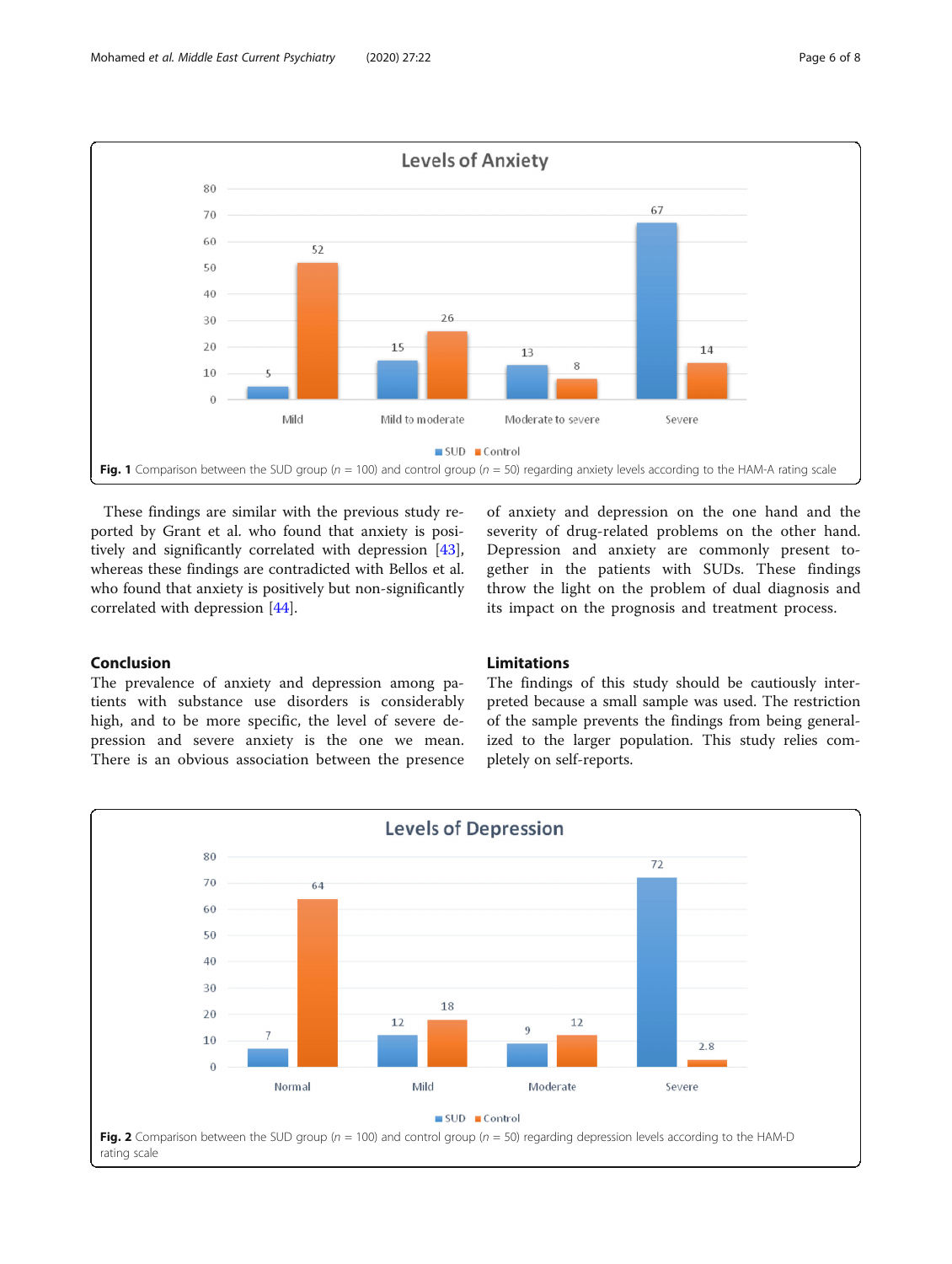Levels of Anxiety

80
70
60
50
40
30
20
10
0

5
52
15
26
13
8
67
14

Mild
Mild to moderate
Moderate to severe
Severe

SUD
Control

**Fig. 1** Comparison between the SUD group ($n$ = 100) and control group ($n$ = 50) regarding anxiety levels according to the HAM-A rating scale

These findings are similar with the previous study reported by Grant et al. who found that anxiety is positively and significantly correlated with depression [43], whereas these findings are contradicted with Bellos et al. who found that anxiety is positively but non-significantly correlated with depression [44].

## Conclusion

The prevalence of anxiety and depression among patients with substance use disorders is considerably high, and to be more specific, the level of severe depression and severe anxiety is the one we mean. There is an obvious association between the presence of anxiety and depression on the one hand and the severity of drug-related problems on the other hand. Depression and anxiety are commonly present together in the patients with SUDs. These findings throw the light on the problem of dual diagnosis and its impact on the prognosis and treatment process.

## Limitations

The findings of this study should be cautiously interpreted because a small sample was used. The restriction of the sample prevents the findings from being generalized to the larger population. This study relies completely on self-reports.

Levels of Depression

80
70
60
50
40
30
20
10
0

7
64
12
18
9
12
72
2.8

Normal
Mild
Moderate
Severe

SUD
Control

**Fig. 2** Comparison between the SUD group ($n$ = 100) and control group ($n$ = 50) regarding depression levels according to the HAM-D rating scale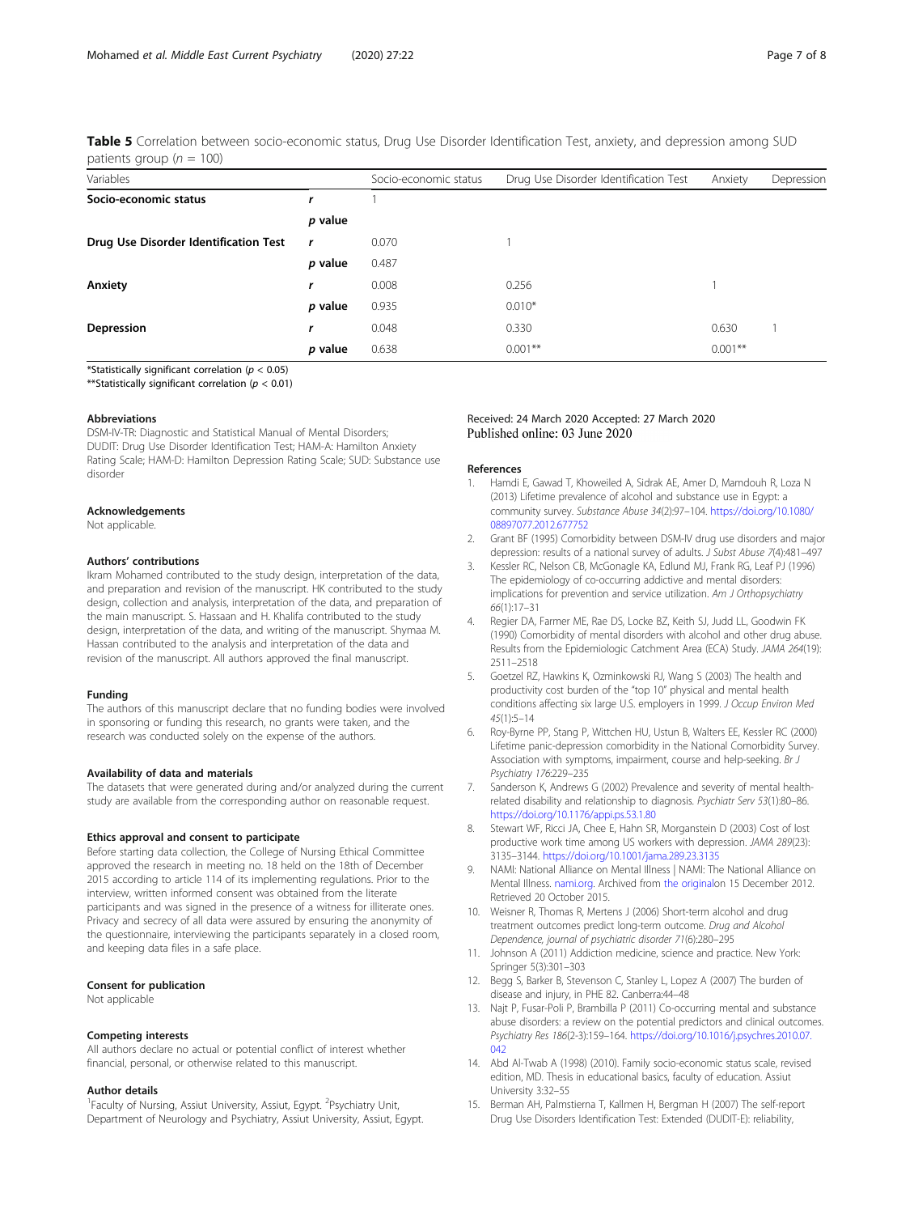**Table 5** Correlation between socio-economic status, Drug Use Disorder Identification Test, anxiety, and depression among SUD patients group ($n = 100$)

| Variables | | Socio-economic status | Drug Use Disorder Identification Test | Anxiety | Depression |
|---|---|---|---|---|---|
| **Socio-economic status** | *r* | 1 | | | |
| | *p* value | | | | |
| **Drug Use Disorder Identification Test** | *r* | 0.070 | 1 | | |
| | *p* value | 0.487 | | | |
| **Anxiety** | *r* | 0.008 | 0.256 | 1 | |
| | *p* value | 0.935 | 0.010* | | |
| **Depression** | *r* | 0.048 | 0.330 | 0.630 | 1 |
| | *p* value | 0.638 | 0.001** | 0.001** | |

*Statistically significant correlation ($p < 0.05$)

**Statistically significant correlation ($p < 0.01$)

#### Abbreviations

DSM-IV-TR: Diagnostic and Statistical Manual of Mental Disorders; DUDIT: Drug Use Disorder Identification Test; HAM-A: Hamilton Anxiety Rating Scale; HAM-D: Hamilton Depression Rating Scale; SUD: Substance use disorder

#### Acknowledgements

Not applicable.

#### Authors' contributions

Ikram Mohamed contributed to the study design, interpretation of the data, and preparation and revision of the manuscript. HK contributed to the study design, collection and analysis, interpretation of the data, and preparation of the main manuscript. S. Hassaan and H. Khalifa contributed to the study design, interpretation of the data, and writing of the manuscript. Shymaa M. Hassan contributed to the analysis and interpretation of the data and revision of the manuscript. All authors approved the final manuscript.

#### Funding

The authors of this manuscript declare that no funding bodies were involved in sponsoring or funding this research, no grants were taken, and the research was conducted solely on the expense of the authors.

#### Availability of data and materials

The datasets that were generated during and/or analyzed during the current study are available from the corresponding author on reasonable request.

#### Ethics approval and consent to participate

Before starting data collection, the College of Nursing Ethical Committee approved the research in meeting no. 18 held on the 18th of December 2015 according to article 114 of its implementing regulations. Prior to the interview, written informed consent was obtained from the literate participants and was signed in the presence of a witness for illiterate ones. Privacy and secrecy of all data were assured by ensuring the anonymity of the questionnaire, interviewing the participants separately in a closed room, and keeping data files in a safe place.

#### Consent for publication

Not applicable

#### Competing interests

All authors declare no actual or potential conflict of interest whether financial, personal, or otherwise related to this manuscript.

#### Author details

[1]Faculty of Nursing, Assiut University, Assiut, Egypt. [2]Psychiatry Unit, Department of Neurology and Psychiatry, Assiut University, Assiut, Egypt.

Received: 24 March 2020 Accepted: 27 March 2020
Published online: 03 June 2020

#### References

1. Hamdi E, Gawad T, Khoweiled A, Sidrak AE, Amer D, Mamdouh R, Loza N (2013) Lifetime prevalence of alcohol and substance use in Egypt: a community survey. *Substance Abuse 34*(2):97–104. https://doi.org/10.1080/08897077.2012.677752
2. Grant BF (1995) Comorbidity between DSM-IV drug use disorders and major depression: results of a national survey of adults. *J Subst Abuse 7*(4):481–497
3. Kessler RC, Nelson CB, McGonagle KA, Edlund MJ, Frank RG, Leaf PJ (1996) The epidemiology of co-occurring addictive and mental disorders: implications for prevention and service utilization. *Am J Orthopsychiatry 66*(1):17–31
4. Regier DA, Farmer ME, Rae DS, Locke BZ, Keith SJ, Judd LL, Goodwin FK (1990) Comorbidity of mental disorders with alcohol and other drug abuse. Results from the Epidemiologic Catchment Area (ECA) Study. *JAMA 264*(19): 2511–2518
5. Goetzel RZ, Hawkins K, Ozminkowski RJ, Wang S (2003) The health and productivity cost burden of the "top 10" physical and mental health conditions affecting six large U.S. employers in 1999. *J Occup Environ Med 45*(1):5–14
6. Roy-Byrne PP, Stang P, Wittchen HU, Ustun B, Walters EE, Kessler RC (2000) Lifetime panic-depression comorbidity in the National Comorbidity Survey. Association with symptoms, impairment, course and help-seeking. *Br J Psychiatry 176*:229–235
7. Sanderson K, Andrews G (2002) Prevalence and severity of mental health-related disability and relationship to diagnosis. *Psychiatr Serv 53*(1):80–86. https://doi.org/10.1176/appi.ps.53.1.80
8. Stewart WF, Ricci JA, Chee E, Hahn SR, Morganstein D (2003) Cost of lost productive work time among US workers with depression. *JAMA 289*(23): 3135–3144. https://doi.org/10.1001/jama.289.23.3135
9. NAMI: National Alliance on Mental Illness | NAMI: The National Alliance on Mental Illness. nami.org. Archived from the originalon 15 December 2012. Retrieved 20 October 2015.
10. Weisner R, Thomas R, Mertens J (2006) Short-term alcohol and drug treatment outcomes predict long-term outcome. *Drug and Alcohol Dependence, journal of psychiatric disorder 71*(6):280–295
11. Johnson A (2011) Addiction medicine, science and practice. New York: Springer 5(3):301–303
12. Begg S, Barker B, Stevenson C, Stanley L, Lopez A (2007) The burden of disease and injury, in PHE 82. Canberra:44–48
13. Najt P, Fusar-Poli P, Brambilla P (2011) Co-occurring mental and substance abuse disorders: a review on the potential predictors and clinical outcomes. *Psychiatry Res 186*(2-3):159–164. https://doi.org/10.1016/j.psychres.2010.07.042
14. Abd Al-Twab A (1998) (2010). Family socio-economic status scale, revised edition, MD. Thesis in educational basics, faculty of education. Assiut University 3:32–55
15. Berman AH, Palmstierna T, Kallmen H, Bergman H (2007) The self-report Drug Use Disorders Identification Test: Extended (DUDIT-E): reliability,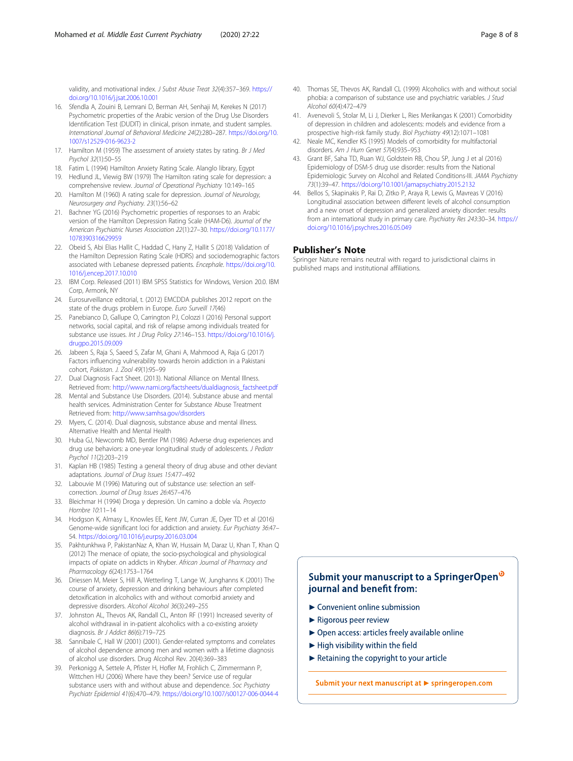validity, and motivational index. *J Subst Abuse Treat 32*(4):357–369. https://doi.org/10.1016/j.jsat.2006.10.001

16. Sfendla A, Zouini B, Lemrani D, Berman AH, Senhaji M, Kerekes N (2017) Psychometric properties of the Arabic version of the Drug Use Disorders Identification Test (DUDIT) in clinical, prison inmate, and student samples. *International Journal of Behavioral Medicine 24*(2):280–287. https://doi.org/10.1007/s12529-016-9623-2
17. Hamilton M (1959) The assessment of anxiety states by rating. *Br J Med Psychol 32*(1):50–55
18. Fatim L (1994) Hamilton Anxiety Rating Scale. Alanglo library, Egypt
19. Hedlund JL, Viewig BW (1979) The Hamilton rating scale for depression: a comprehensive review. *Journal of Operational Psychiatry* 10:149–165
20. Hamilton M (1960) A rating scale for depression. *Journal of Neurology, Neurosurgery and Psychiatry. 23*(1):56–62
21. Bachner YG (2016) Psychometric properties of responses to an Arabic version of the Hamilton Depression Rating Scale (HAM-D6). *Journal of the American Psychiatric Nurses Association 22*(1):27–30. https://doi.org/10.1177/1078390316629959
22. Obeid S, Abi Elias Hallit C, Haddad C, Hany Z, Hallit S (2018) Validation of the Hamilton Depression Rating Scale (HDRS) and sociodemographic factors associated with Lebanese depressed patients. *Encephale*. https://doi.org/10.1016/j.encep.2017.10.010
23. IBM Corp. Released (2011) IBM SPSS Statistics for Windows, Version 20.0. IBM Corp, Armonk, NY
24. Eurosurveillance editorial, t. (2012) EMCDDA publishes 2012 report on the state of the drugs problem in Europe. *Euro Surveill 17*(46)
25. Panebianco D, Gallupe O, Carrington PJ, Colozzi I (2016) Personal support networks, social capital, and risk of relapse among individuals treated for substance use issues. *Int J Drug Policy 27*:146–153. https://doi.org/10.1016/j.drugpo.2015.09.009
26. Jabeen S, Raja S, Saeed S, Zafar M, Ghani A, Mahmood A, Raja G (2017) Factors influencing vulnerability towards heroin addiction in a Pakistani cohort, *Pakistan. J. Zool 49*(1):95–99
27. Dual Diagnosis Fact Sheet. (2013). National Alliance on Mental Illness. Retrieved from: http://www.nami.org/factsheets/dualdiagnosis_factsheet.pdf
28. Mental and Substance Use Disorders. (2014). Substance abuse and mental health services. Administration Center for Substance Abuse Treatment Retrieved from: http://www.samhsa.gov/disorders
29. Myers, C. (2014). Dual diagnosis, substance abuse and mental illness. Alternative Health and Mental Health
30. Huba GJ, Newcomb MD, Bentler PM (1986) Adverse drug experiences and drug use behaviors: a one-year longitudinal study of adolescents. *J Pediatr Psychol 11*(2):203–219
31. Kaplan HB (1985) Testing a general theory of drug abuse and other deviant adaptations. *Journal of Drug Issues 15*:477–492
32. Labouvie M (1996) Maturing out of substance use: selection an self-correction. *Journal of Drug Issues 26*:457–476
33. Bleichmar H (1994) Droga y depresión. Un camino a doble vía. *Proyecto Hombre 10*:11–14
34. Hodgson K, Almasy L, Knowles EE, Kent JW, Curran JE, Dyer TD et al (2016) Genome-wide significant loci for addiction and anxiety. *Eur Psychiatry 36*:47–54. https://doi.org/10.1016/j.eurpsy.2016.03.004
35. Pakhtunkhwa P, PakistanNaz A, Khan W, Hussain M, Daraz U, Khan T, Khan Q (2012) The menace of opiate, the socio-psychological and physiological impacts of opiate on addicts in Khyber. *African Journal of Pharmacy and Pharmacology 6*(24):1753–1764
36. Driessen M, Meier S, Hill A, Wetterling T, Lange W, Junghanns K (2001) The course of anxiety, depression and drinking behaviours after completed detoxification in alcoholics with and without comorbid anxiety and depressive disorders. *Alcohol Alcohol 36*(3):249–255
37. Johnston AL, Thevos AK, Randall CL, Anton RF (1991) Increased severity of alcohol withdrawal in in-patient alcoholics with a co-existing anxiety diagnosis. *Br J Addict 86*(6):719–725
38. Sannibale C, Hall W (2001) (2001). Gender-related symptoms and correlates of alcohol dependence among men and women with a lifetime diagnosis of alcohol use disorders. Drug Alcohol Rev. 20(4):369–383
39. Perkonigg A, Settele A, Pfister H, Hofler M, Frohlich C, Zimmermann P, Wittchen HU (2006) Where have they been? Service use of regular substance users with and without abuse and dependence. *Soc Psychiatry Psychiatr Epidemiol 41*(6):470–479. https://doi.org/10.1007/s00127-006-0044-4
40. Thomas SE, Thevos AK, Randall CL (1999) Alcoholics with and without social phobia: a comparison of substance use and psychiatric variables. *J Stud Alcohol 60*(4):472–479
41. Avenevoli S, Stolar M, Li J, Dierker L, Ries Merikangas K (2001) Comorbidity of depression in children and adolescents: models and evidence from a prospective high-risk family study. *Biol Psychiatry 49*(12):1071–1081
42. Neale MC, Kendler KS (1995) Models of comorbidity for multifactorial disorders. *Am J Hum Genet 57*(4):935–953
43. Grant BF, Saha TD, Ruan WJ, Goldstein RB, Chou SP, Jung J et al (2016) Epidemiology of DSM-5 drug use disorder: results from the National Epidemiologic Survey on Alcohol and Related Conditions-III. *JAMA Psychiatry 73*(1):39–47. https://doi.org/10.1001/jamapsychiatry.2015.2132
44. Bellos S, Skapinakis P, Rai D, Zitko P, Araya R, Lewis G, Mavreas V (2016) Longitudinal association between different levels of alcohol consumption and a new onset of depression and generalized anxiety disorder: results from an international study in primary care. *Psychiatry Res 243*:30–34. https://doi.org/10.1016/j.psychres.2016.05.049

## Publisher's Note

Springer Nature remains neutral with regard to jurisdictional claims in published maps and institutional affiliations.

**Submit your manuscript to a SpringerOpen journal and benefit from:**

- ► Convenient online submission
- ► Rigorous peer review
- ► Open access: articles freely available online
- ► High visibility within the field
- ► Retaining the copyright to your article

**Submit your next manuscript at ► springeropen.com**